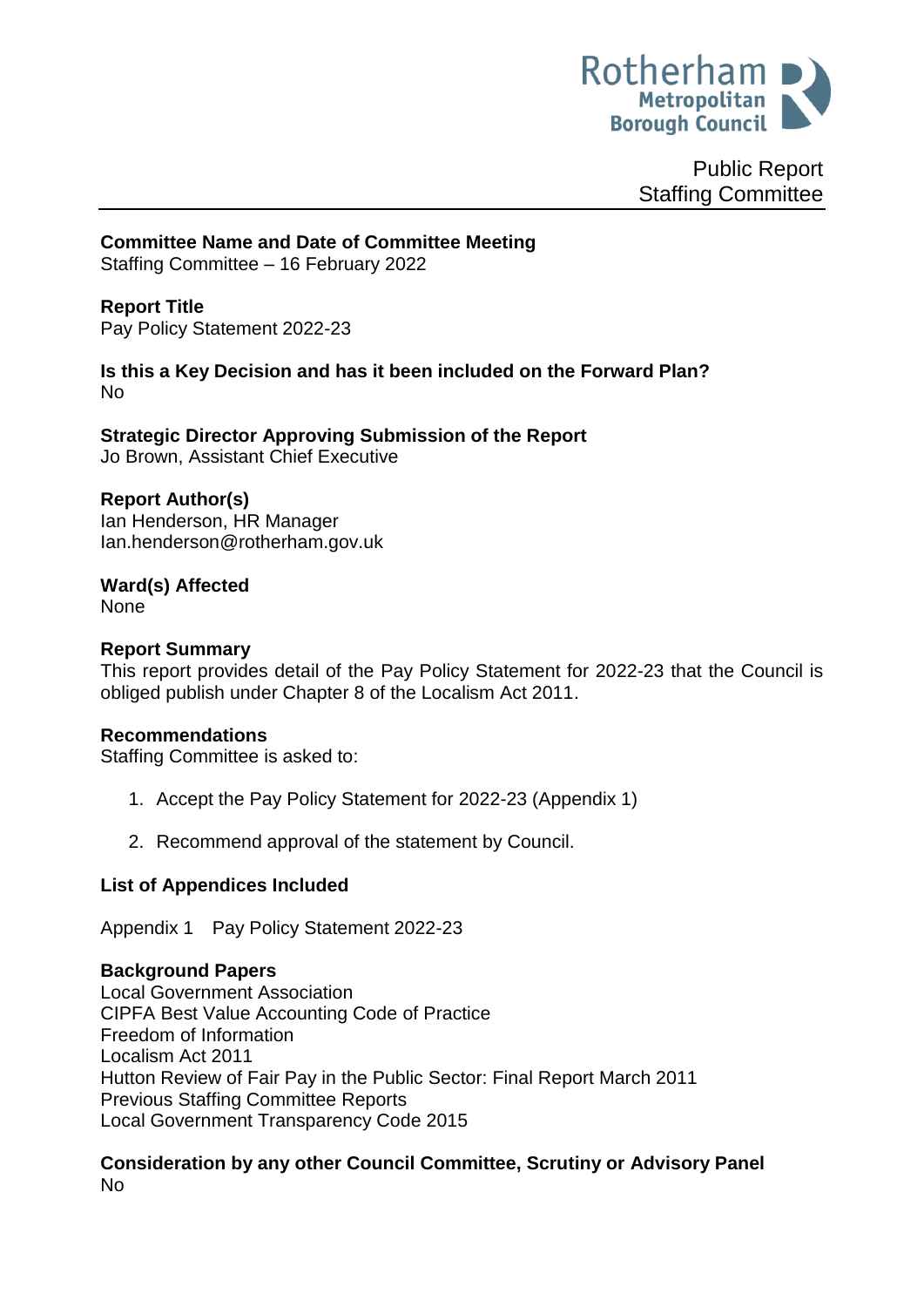Rotherham Metropolitan Borough Council

Public Report
Staffing Committee

**Committee Name and Date of Committee Meeting**
Staffing Committee – 16 February 2022

**Report Title**
Pay Policy Statement 2022-23

**Is this a Key Decision and has it been included on the Forward Plan?**
No

**Strategic Director Approving Submission of the Report**
Jo Brown, Assistant Chief Executive

**Report Author(s)**
Ian Henderson, HR Manager
Ian.henderson@rotherham.gov.uk

**Ward(s) Affected**
None

**Report Summary**
This report provides detail of the Pay Policy Statement for 2022-23 that the Council is obliged publish under Chapter 8 of the Localism Act 2011.

**Recommendations**
Staffing Committee is asked to:

1. Accept the Pay Policy Statement for 2022-23 (Appendix 1)
2. Recommend approval of the statement by Council.

**List of Appendices Included**

Appendix 1 Pay Policy Statement 2022-23

**Background Papers**
Local Government Association
CIPFA Best Value Accounting Code of Practice
Freedom of Information
Localism Act 2011
Hutton Review of Fair Pay in the Public Sector: Final Report March 2011
Previous Staffing Committee Reports
Local Government Transparency Code 2015

**Consideration by any other Council Committee, Scrutiny or Advisory Panel**
No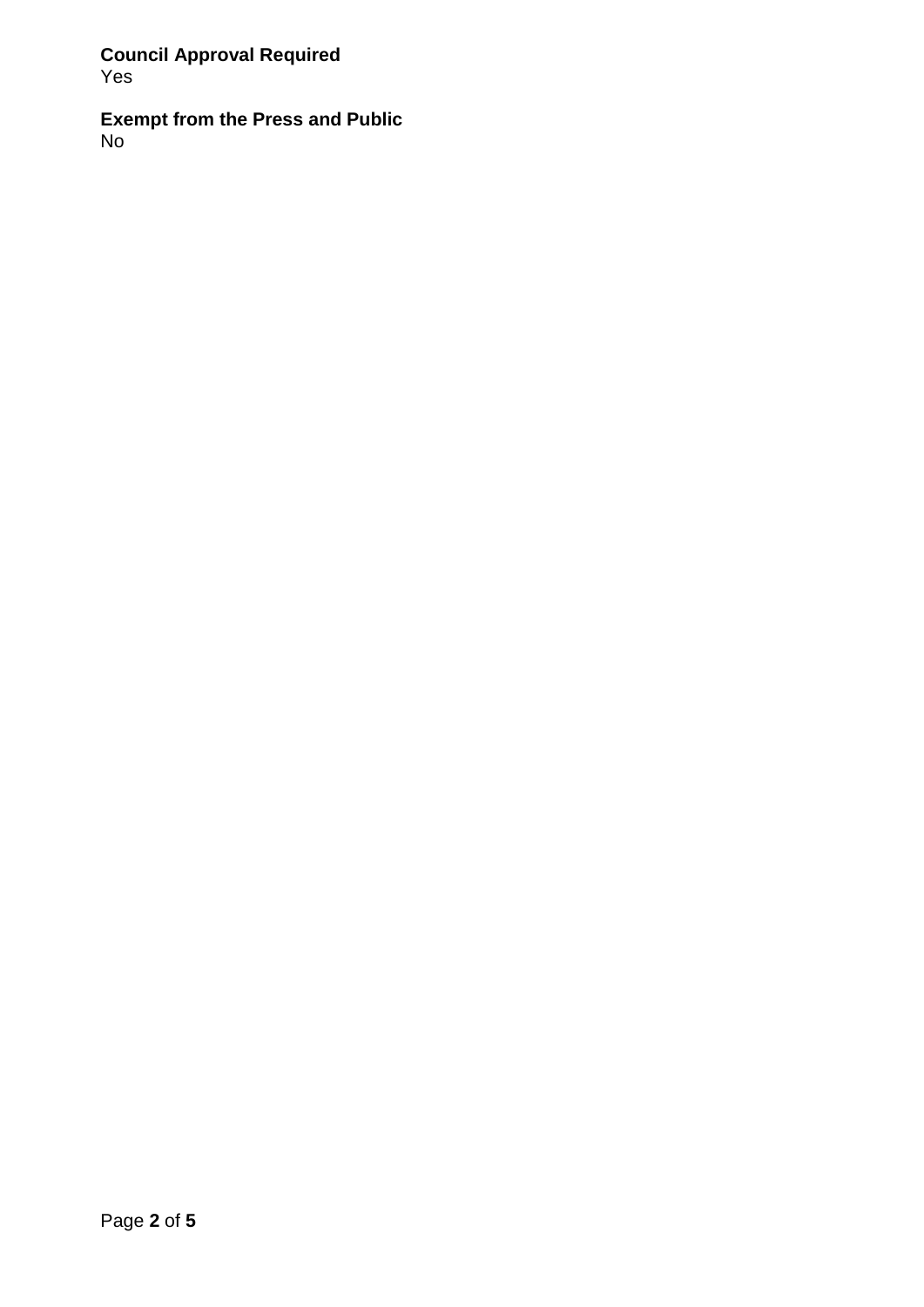**Council Approval Required**
Yes

**Exempt from the Press and Public**
No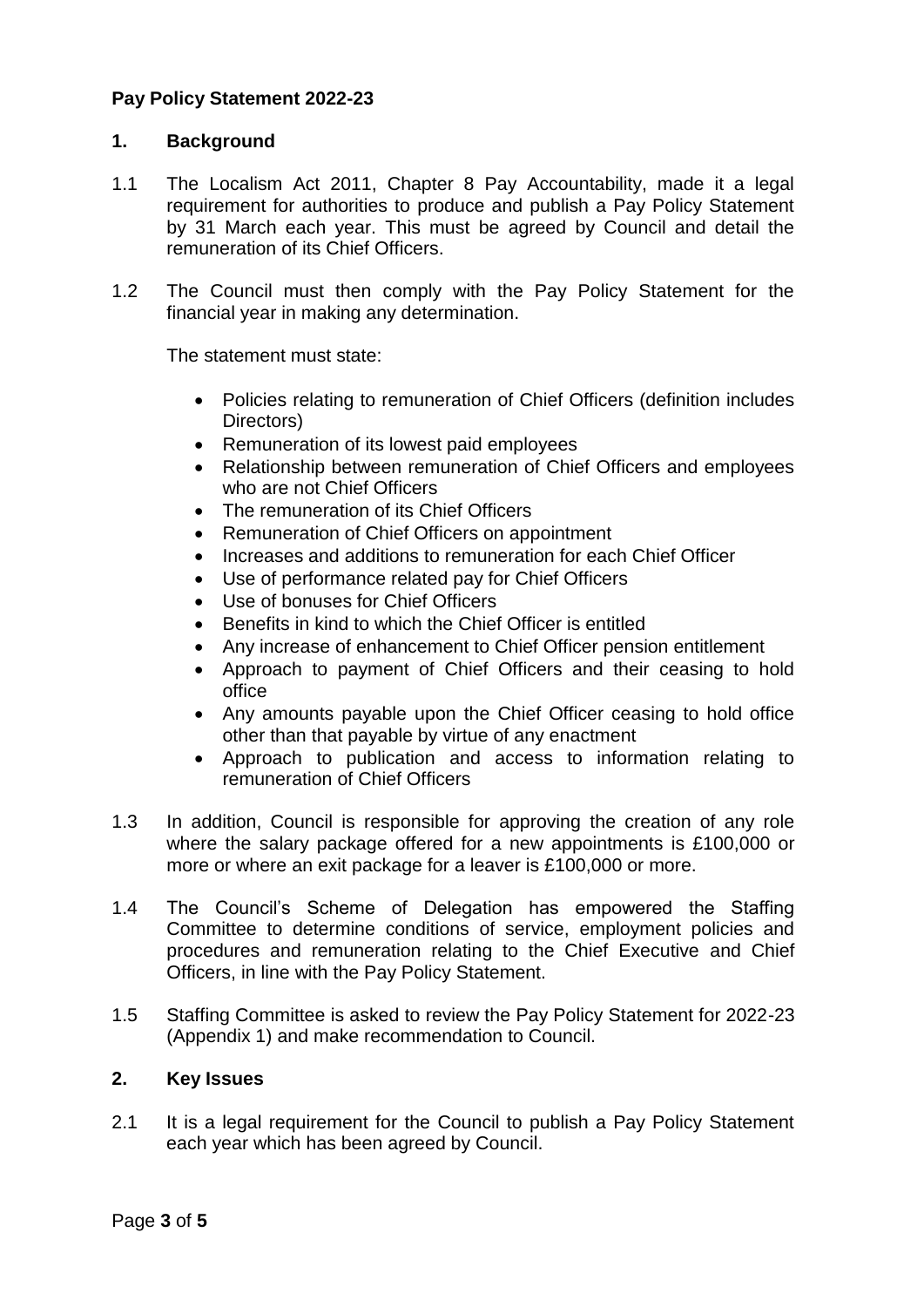**Pay Policy Statement 2022-23**

**1. Background**

1.1 The Localism Act 2011, Chapter 8 Pay Accountability, made it a legal requirement for authorities to produce and publish a Pay Policy Statement by 31 March each year. This must be agreed by Council and detail the remuneration of its Chief Officers.

1.2 The Council must then comply with the Pay Policy Statement for the financial year in making any determination.

The statement must state:

- Policies relating to remuneration of Chief Officers (definition includes Directors)
- Remuneration of its lowest paid employees
- Relationship between remuneration of Chief Officers and employees who are not Chief Officers
- The remuneration of its Chief Officers
- Remuneration of Chief Officers on appointment
- Increases and additions to remuneration for each Chief Officer
- Use of performance related pay for Chief Officers
- Use of bonuses for Chief Officers
- Benefits in kind to which the Chief Officer is entitled
- Any increase of enhancement to Chief Officer pension entitlement
- Approach to payment of Chief Officers and their ceasing to hold office
- Any amounts payable upon the Chief Officer ceasing to hold office other than that payable by virtue of any enactment
- Approach to publication and access to information relating to remuneration of Chief Officers

1.3 In addition, Council is responsible for approving the creation of any role where the salary package offered for a new appointments is £100,000 or more or where an exit package for a leaver is £100,000 or more.

1.4 The Council's Scheme of Delegation has empowered the Staffing Committee to determine conditions of service, employment policies and procedures and remuneration relating to the Chief Executive and Chief Officers, in line with the Pay Policy Statement.

1.5 Staffing Committee is asked to review the Pay Policy Statement for 2022-23 (Appendix 1) and make recommendation to Council.

**2. Key Issues**

2.1 It is a legal requirement for the Council to publish a Pay Policy Statement each year which has been agreed by Council.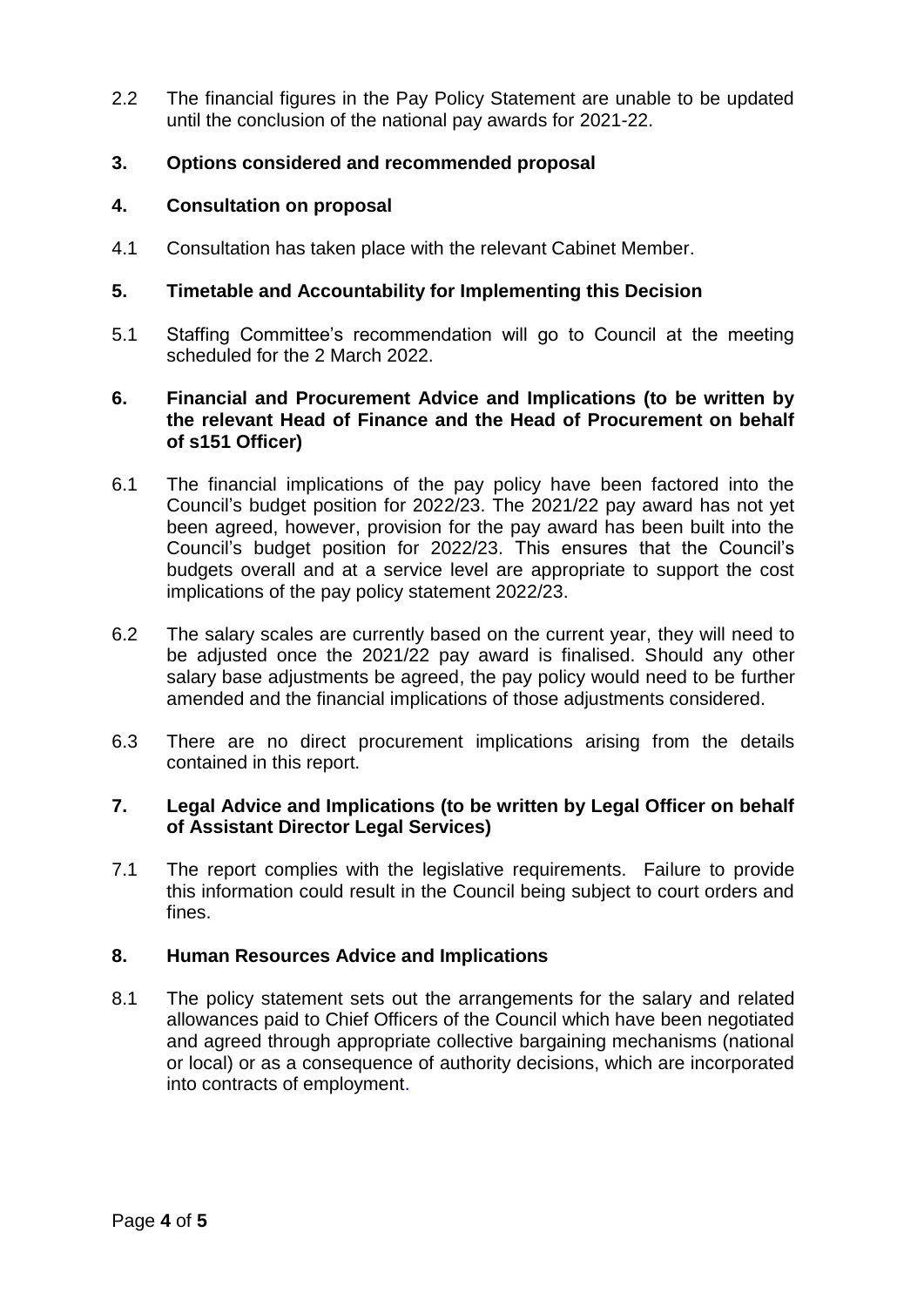2.2 The financial figures in the Pay Policy Statement are unable to be updated until the conclusion of the national pay awards for 2021-22.

## 3. Options considered and recommended proposal

## 4. Consultation on proposal

4.1 Consultation has taken place with the relevant Cabinet Member.

## 5. Timetable and Accountability for Implementing this Decision

5.1 Staffing Committee's recommendation will go to Council at the meeting scheduled for the 2 March 2022.

## 6. Financial and Procurement Advice and Implications (to be written by the relevant Head of Finance and the Head of Procurement on behalf of s151 Officer)

6.1 The financial implications of the pay policy have been factored into the Council's budget position for 2022/23. The 2021/22 pay award has not yet been agreed, however, provision for the pay award has been built into the Council's budget position for 2022/23. This ensures that the Council's budgets overall and at a service level are appropriate to support the cost implications of the pay policy statement 2022/23.

6.2 The salary scales are currently based on the current year, they will need to be adjusted once the 2021/22 pay award is finalised. Should any other salary base adjustments be agreed, the pay policy would need to be further amended and the financial implications of those adjustments considered.

6.3 There are no direct procurement implications arising from the details contained in this report.

## 7. Legal Advice and Implications (to be written by Legal Officer on behalf of Assistant Director Legal Services)

7.1 The report complies with the legislative requirements. Failure to provide this information could result in the Council being subject to court orders and fines.

## 8. Human Resources Advice and Implications

8.1 The policy statement sets out the arrangements for the salary and related allowances paid to Chief Officers of the Council which have been negotiated and agreed through appropriate collective bargaining mechanisms (national or local) or as a consequence of authority decisions, which are incorporated into contracts of employment.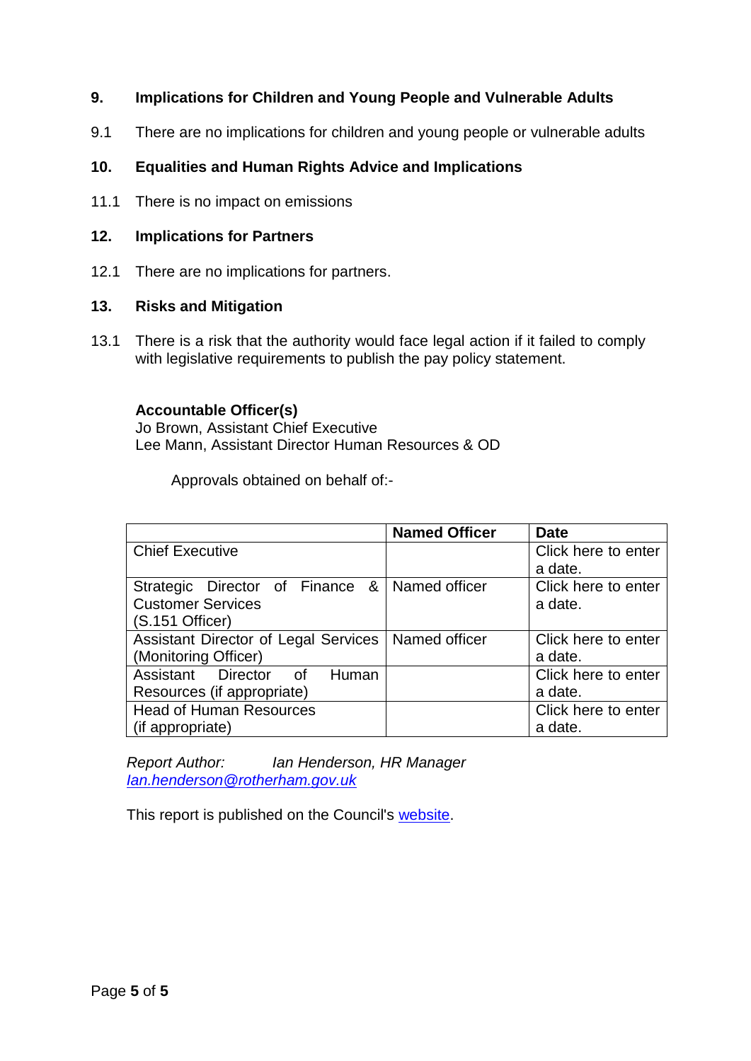## 9. Implications for Children and Young People and Vulnerable Adults

9.1 There are no implications for children and young people or vulnerable adults

## 10. Equalities and Human Rights Advice and Implications

11.1 There is no impact on emissions

## 12. Implications for Partners

12.1 There are no implications for partners.

## 13. Risks and Mitigation

13.1 There is a risk that the authority would face legal action if it failed to comply with legislative requirements to publish the pay policy statement.

**Accountable Officer(s)**
Jo Brown, Assistant Chief Executive
Lee Mann, Assistant Director Human Resources & OD

Approvals obtained on behalf of:-

| | Named Officer | Date |
|---|---|---|
| Chief Executive | | Click here to enter a date. |
| Strategic Director of Finance & Customer Services (S.151 Officer) | Named officer | Click here to enter a date. |
| Assistant Director of Legal Services (Monitoring Officer) | Named officer | Click here to enter a date. |
| Assistant Director of Human Resources (if appropriate) | | Click here to enter a date. |
| Head of Human Resources (if appropriate) | | Click here to enter a date. |

*Report Author: Ian Henderson, HR Manager*
*[Ian.henderson@rotherham.gov.uk](mailto:Ian.henderson@rotherham.gov.uk)*

This report is published on the Council's website.